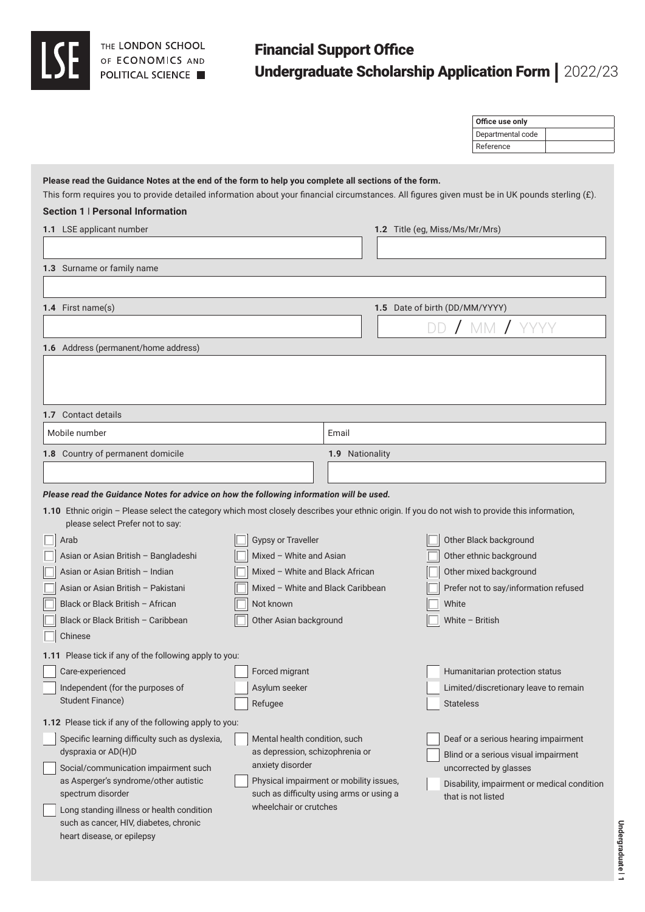THE LONDON SCHOOL OF ECONOMICS AND POLITICAL SCIENCE

# Financial Support Office
# Undergraduate Scholarship Application Form | 2022/23

| Office use only | |
|---|---|
| Departmental code | |
| Reference | |

**Please read the Guidance Notes at the end of the form to help you complete all sections of the form.**

This form requires you to provide detailed information about your financial circumstances. All figures given must be in UK pounds sterling (£).

### Section 1 | Personal Information

**1.1** LSE applicant number

**1.2** Title (eg, Miss/Ms/Mr/Mrs)

**1.3** Surname or family name

**1.4** First name(s)

**1.5** Date of birth (DD/MM/YYYY)

DD / MM / YYYY

**1.6** Address (permanent/home address)

**1.7** Contact details

Mobile number

Email

**1.8** Country of permanent domicile

**1.9** Nationality

***Please read the Guidance Notes for advice on how the following information will be used.***

**1.10** Ethnic origin – Please select the category which most closely describes your ethnic origin. If you do not wish to provide this information, please select Prefer not to say:

- ☐ Arab
- ☐ Asian or Asian British – Bangladeshi
- ☐ Asian or Asian British – Indian
- ☐ Asian or Asian British – Pakistani
- ☐ Black or Black British – African
- ☐ Black or Black British – Caribbean
- ☐ Chinese
- ☐ Gypsy or Traveller
- ☐ Mixed – White and Asian
- ☐ Mixed – White and Black African
- ☐ Mixed – White and Black Caribbean
- ☐ Not known
- ☐ Other Asian background
- ☐ Other Black background
- ☐ Other ethnic background
- ☐ Other mixed background
- ☐ Prefer not to say/information refused
- ☐ White
- ☐ White – British

**1.11** Please tick if any of the following apply to you:

- ☐ Care-experienced
- ☐ Independent (for the purposes of Student Finance)
- ☐ Forced migrant
- ☐ Asylum seeker
- ☐ Refugee
- ☐ Humanitarian protection status
- ☐ Limited/discretionary leave to remain
- ☐ Stateless

**1.12** Please tick if any of the following apply to you:

- ☐ Specific learning difficulty such as dyslexia, dyspraxia or AD(H)D
- ☐ Social/communication impairment such as Asperger's syndrome/other autistic spectrum disorder
- ☐ Long standing illness or health condition such as cancer, HIV, diabetes, chronic heart disease, or epilepsy
- ☐ Mental health condition, such as depression, schizophrenia or anxiety disorder
- ☐ Physical impairment or mobility issues, such as difficulty using arms or using a wheelchair or crutches
- ☐ Deaf or a serious hearing impairment
- ☐ Blind or a serious visual impairment uncorrected by glasses
- ☐ Disability, impairment or medical condition that is not listed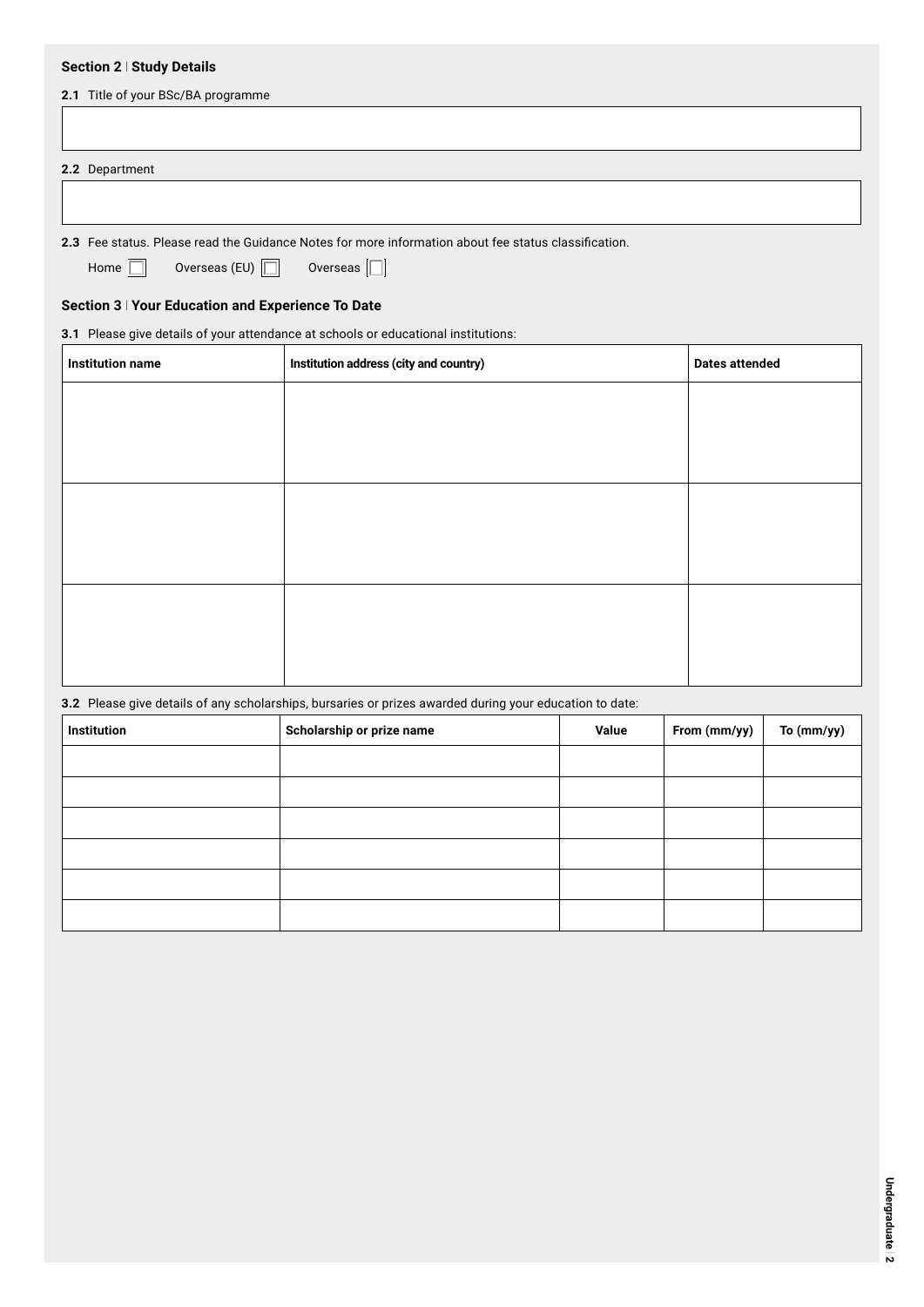### Section 2 | Study Details

**2.1** Title of your BSc/BA programme

**2.2** Department

**2.3** Fee status. Please read the Guidance Notes for more information about fee status classification.

Home ☐ Overseas (EU) ☐ Overseas ☐

### Section 3 | Your Education and Experience To Date

**3.1** Please give details of your attendance at schools or educational institutions:

| Institution name | Institution address (city and country) | Dates attended |
|---|---|---|
| | | |
| | | |
| | | |

**3.2** Please give details of any scholarships, bursaries or prizes awarded during your education to date:

| Institution | Scholarship or prize name | Value | From (mm/yy) | To (mm/yy) |
|---|---|---|---|---|
| | | | | |
| | | | | |
| | | | | |
| | | | | |
| | | | | |
| | | | | |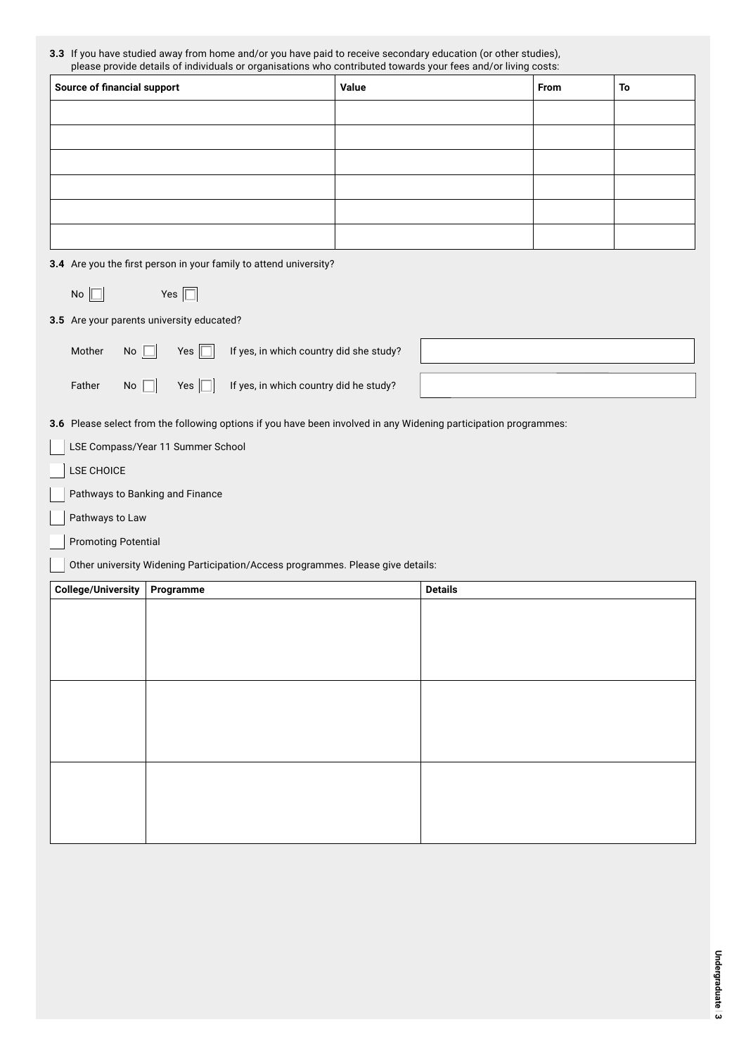**3.3** If you have studied away from home and/or you have paid to receive secondary education (or other studies), please provide details of individuals or organisations who contributed towards your fees and/or living costs:

| Source of financial support | Value | From | To |
|---|---|---|---|
| | | | |
| | | | |
| | | | |
| | | | |
| | | | |
| | | | |

**3.4** Are you the first person in your family to attend university?

No ☐ Yes ☐

**3.5** Are your parents university educated?

Mother No ☐ Yes ☐ If yes, in which country did she study?

Father No ☐ Yes ☐ If yes, in which country did he study?

**3.6** Please select from the following options if you have been involved in any Widening participation programmes:

- ☐ LSE Compass/Year 11 Summer School
- ☐ LSE CHOICE
- ☐ Pathways to Banking and Finance
- ☐ Pathways to Law
- ☐ Promoting Potential
- ☐ Other university Widening Participation/Access programmes. Please give details:

| College/University | Programme | Details |
|---|---|---|
| | | |
| | | |
| | | |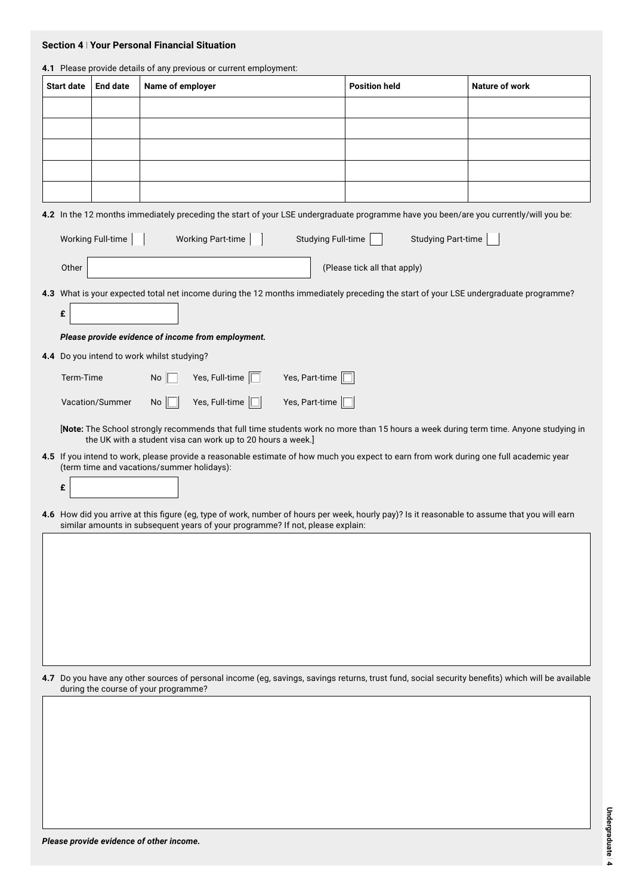## Section 4 | Your Personal Financial Situation

**4.1** Please provide details of any previous or current employment:

| Start date | End date | Name of employer | Position held | Nature of work |
|---|---|---|---|---|
| | | | | |
| | | | | |
| | | | | |
| | | | | |
| | | | | |

**4.2** In the 12 months immediately preceding the start of your LSE undergraduate programme have you been/are you currently/will you be:

Working Full-time ☐ Working Part-time ☐ Studying Full-time ☐ Studying Part-time ☐

Other ________________ (Please tick all that apply)

**4.3** What is your expected total net income during the 12 months immediately preceding the start of your LSE undergraduate programme?

£ ________

***Please provide evidence of income from employment.***

**4.4** Do you intend to work whilst studying?

Term-Time No ☐ Yes, Full-time ☐ Yes, Part-time ☐

Vacation/Summer No ☐ Yes, Full-time ☐ Yes, Part-time ☐

[**Note:** The School strongly recommends that full time students work no more than 15 hours a week during term time. Anyone studying in the UK with a student visa can work up to 20 hours a week.]

**4.5** If you intend to work, please provide a reasonable estimate of how much you expect to earn from work during one full academic year (term time and vacations/summer holidays):

£ ________

**4.6** How did you arrive at this figure (eg, type of work, number of hours per week, hourly pay)? Is it reasonable to assume that you will earn similar amounts in subsequent years of your programme? If not, please explain:

**4.7** Do you have any other sources of personal income (eg, savings, savings returns, trust fund, social security benefits) which will be available during the course of your programme?

***Please provide evidence of other income.***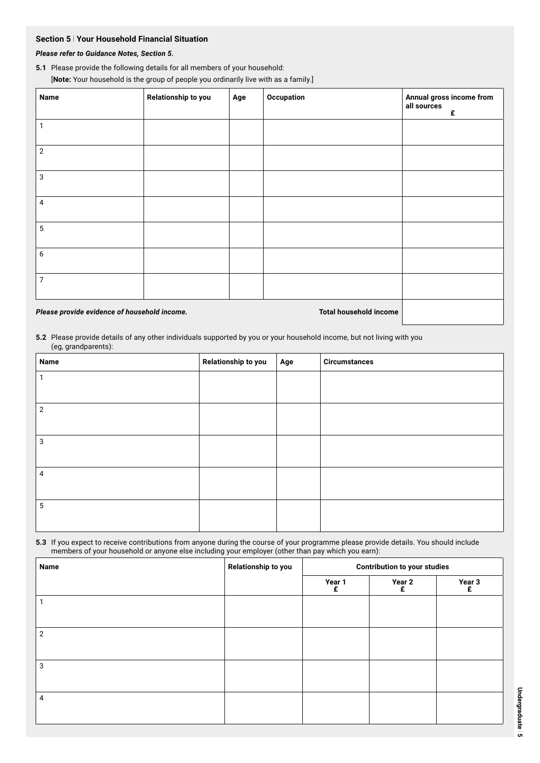## Section 5 | Your Household Financial Situation

***Please refer to Guidance Notes, Section 5.***

**5.1** Please provide the following details for all members of your household:

[**Note:** Your household is the group of people you ordinarily live with as a family.]

| Name | Relationship to you | Age | Occupation | Annual gross income from all sources £ |
|---|---|---|---|---|
| 1 | | | | |
| 2 | | | | |
| 3 | | | | |
| 4 | | | | |
| 5 | | | | |
| 6 | | | | |
| 7 | | | | |
| | | | **Total household income** | |

***Please provide evidence of household income.***

**5.2** Please provide details of any other individuals supported by you or your household income, but not living with you (eg, grandparents):

| Name | Relationship to you | Age | Circumstances |
|---|---|---|---|
| 1 | | | |
| 2 | | | |
| 3 | | | |
| 4 | | | |
| 5 | | | |

**5.3** If you expect to receive contributions from anyone during the course of your programme please provide details. You should include members of your household or anyone else including your employer (other than pay which you earn):

| Name | Relationship to you | Contribution to your studies | | |
|---|---|---|---|---|
| | | Year 1 £ | Year 2 £ | Year 3 £ |
| 1 | | | | |
| 2 | | | | |
| 3 | | | | |
| 4 | | | | |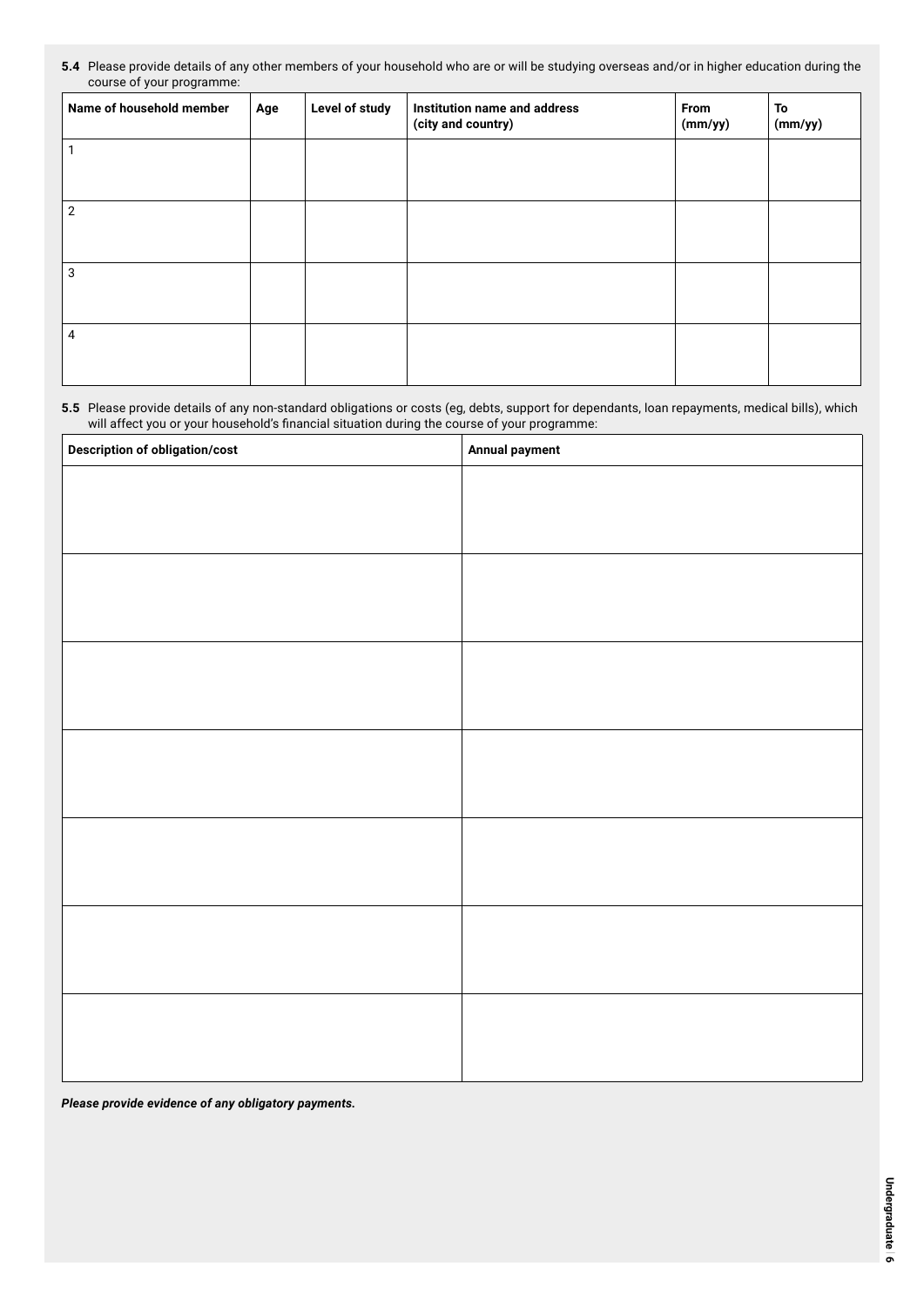**5.4** Please provide details of any other members of your household who are or will be studying overseas and/or in higher education during the course of your programme:

| Name of household member | Age | Level of study | Institution name and address (city and country) | From (mm/yy) | To (mm/yy) |
|---|---|---|---|---|---|
| 1 | | | | | |
| 2 | | | | | |
| 3 | | | | | |
| 4 | | | | | |

**5.5** Please provide details of any non-standard obligations or costs (eg, debts, support for dependants, loan repayments, medical bills), which will affect you or your household's financial situation during the course of your programme:

| Description of obligation/cost | Annual payment |
|---|---|
| | |
| | |
| | |
| | |
| | |
| | |
| | |

***Please provide evidence of any obligatory payments.***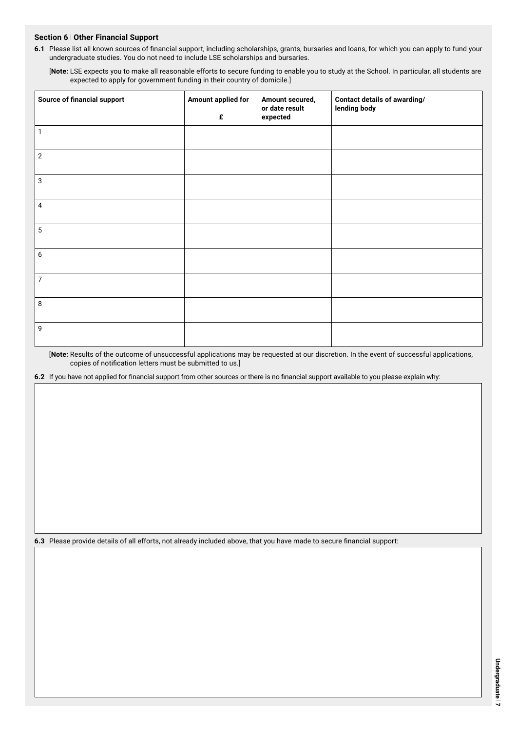### Section 6 | Other Financial Support

**6.1** Please list all known sources of financial support, including scholarships, grants, bursaries and loans, for which you can apply to fund your undergraduate studies. You do not need to include LSE scholarships and bursaries.

[**Note:** LSE expects you to make all reasonable efforts to secure funding to enable you to study at the School. In particular, all students are expected to apply for government funding in their country of domicile.]

| Source of financial support | Amount applied for £ | Amount secured, or date result expected | Contact details of awarding/ lending body |
|---|---|---|---|
| 1 | | | |
| 2 | | | |
| 3 | | | |
| 4 | | | |
| 5 | | | |
| 6 | | | |
| 7 | | | |
| 8 | | | |
| 9 | | | |

[**Note:** Results of the outcome of unsuccessful applications may be requested at our discretion. In the event of successful applications, copies of notification letters must be submitted to us.]

**6.2** If you have not applied for financial support from other sources or there is no financial support available to you please explain why:

**6.3** Please provide details of all efforts, not already included above, that you have made to secure financial support: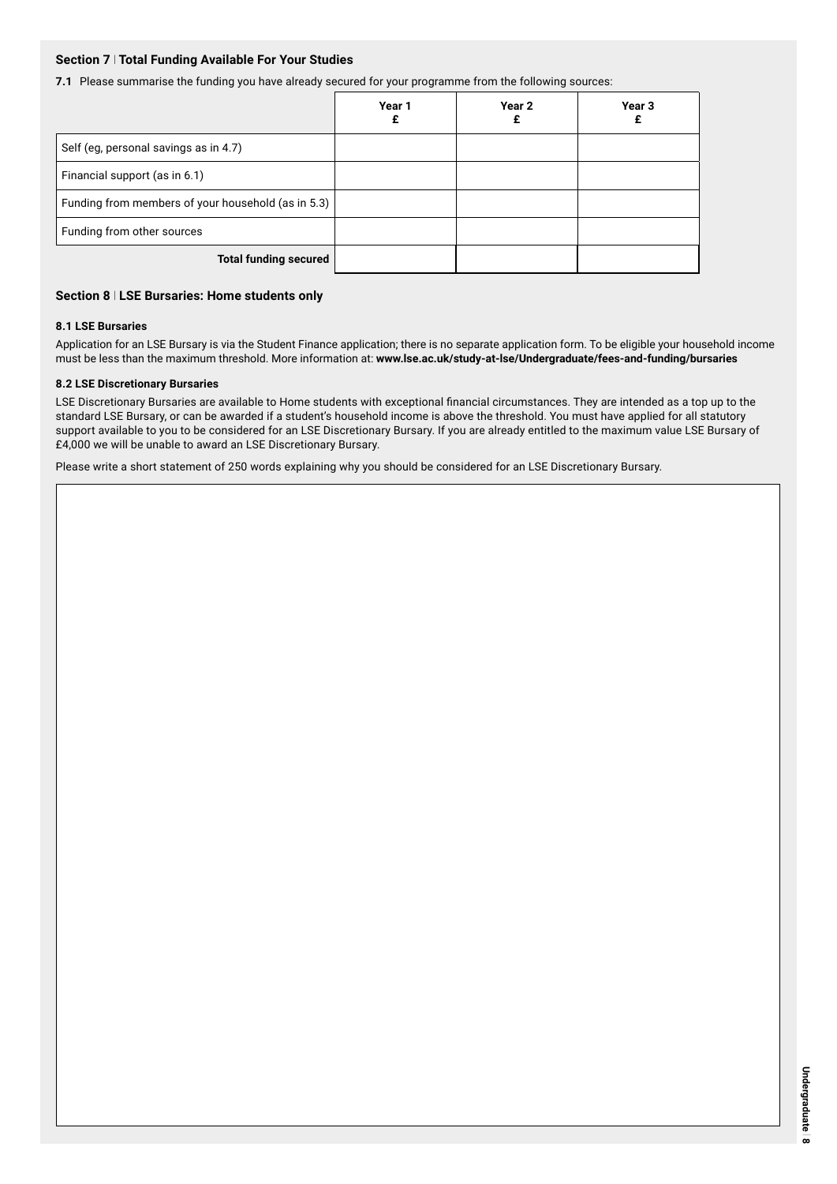## Section 7 | Total Funding Available For Your Studies

**7.1** Please summarise the funding you have already secured for your programme from the following sources:

| | Year 1 £ | Year 2 £ | Year 3 £ |
|---|---|---|---|
| Self (eg, personal savings as in 4.7) | | | |
| Financial support (as in 6.1) | | | |
| Funding from members of your household (as in 5.3) | | | |
| Funding from other sources | | | |
| **Total funding secured** | | | |

## Section 8 | LSE Bursaries: Home students only

### 8.1 LSE Bursaries

Application for an LSE Bursary is via the Student Finance application; there is no separate application form. To be eligible your household income must be less than the maximum threshold. More information at: **www.lse.ac.uk/study-at-lse/Undergraduate/fees-and-funding/bursaries**

### 8.2 LSE Discretionary Bursaries

LSE Discretionary Bursaries are available to Home students with exceptional financial circumstances. They are intended as a top up to the standard LSE Bursary, or can be awarded if a student's household income is above the threshold. You must have applied for all statutory support available to you to be considered for an LSE Discretionary Bursary. If you are already entitled to the maximum value LSE Bursary of £4,000 we will be unable to award an LSE Discretionary Bursary.

Please write a short statement of 250 words explaining why you should be considered for an LSE Discretionary Bursary.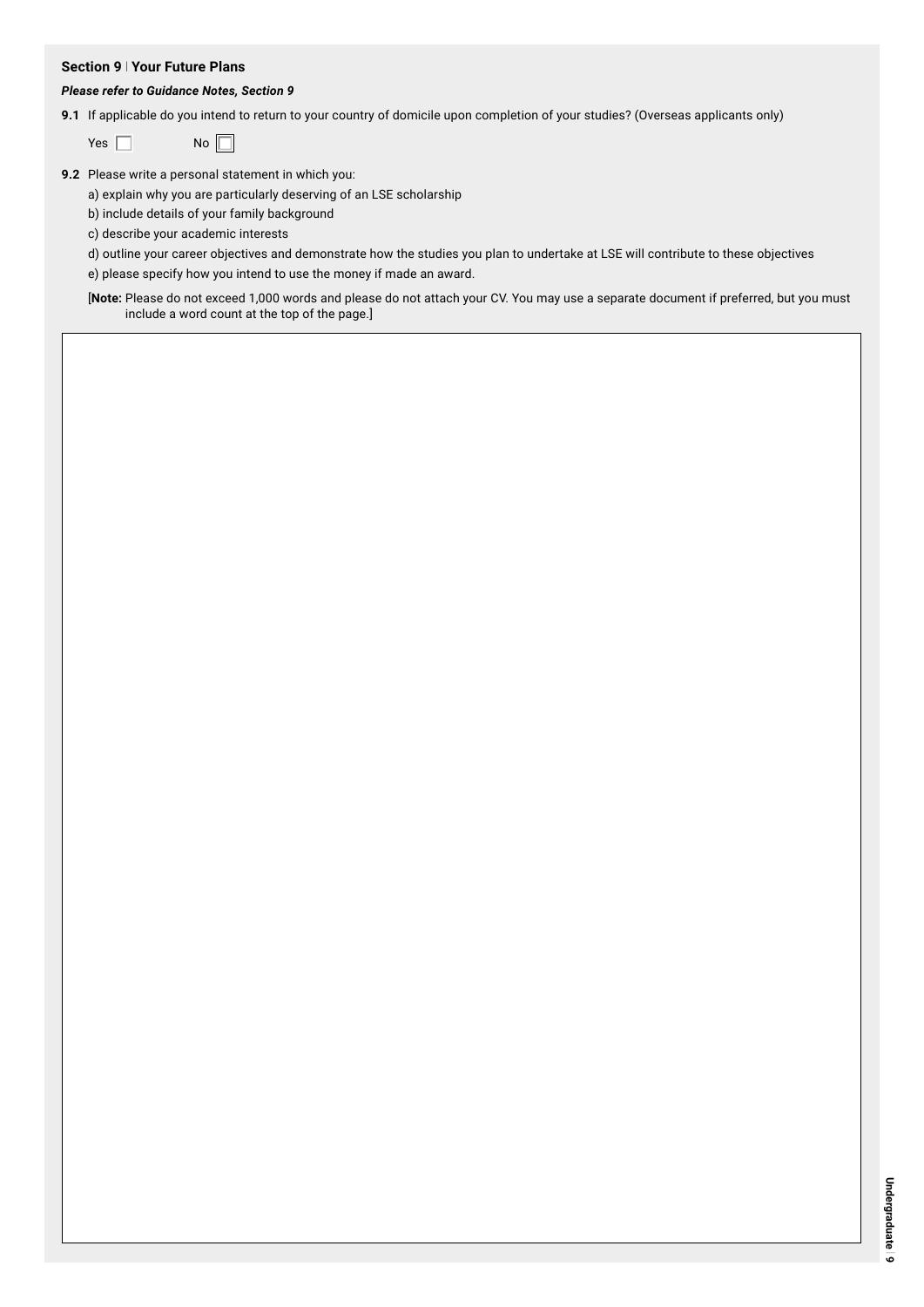## Section 9 | Your Future Plans

***Please refer to Guidance Notes, Section 9***

**9.1** If applicable do you intend to return to your country of domicile upon completion of your studies? (Overseas applicants only)

Yes ☐ No ☐

**9.2** Please write a personal statement in which you:

a) explain why you are particularly deserving of an LSE scholarship

b) include details of your family background

c) describe your academic interests

d) outline your career objectives and demonstrate how the studies you plan to undertake at LSE will contribute to these objectives

e) please specify how you intend to use the money if made an award.

[**Note:** Please do not exceed 1,000 words and please do not attach your CV. You may use a separate document if preferred, but you must include a word count at the top of the page.]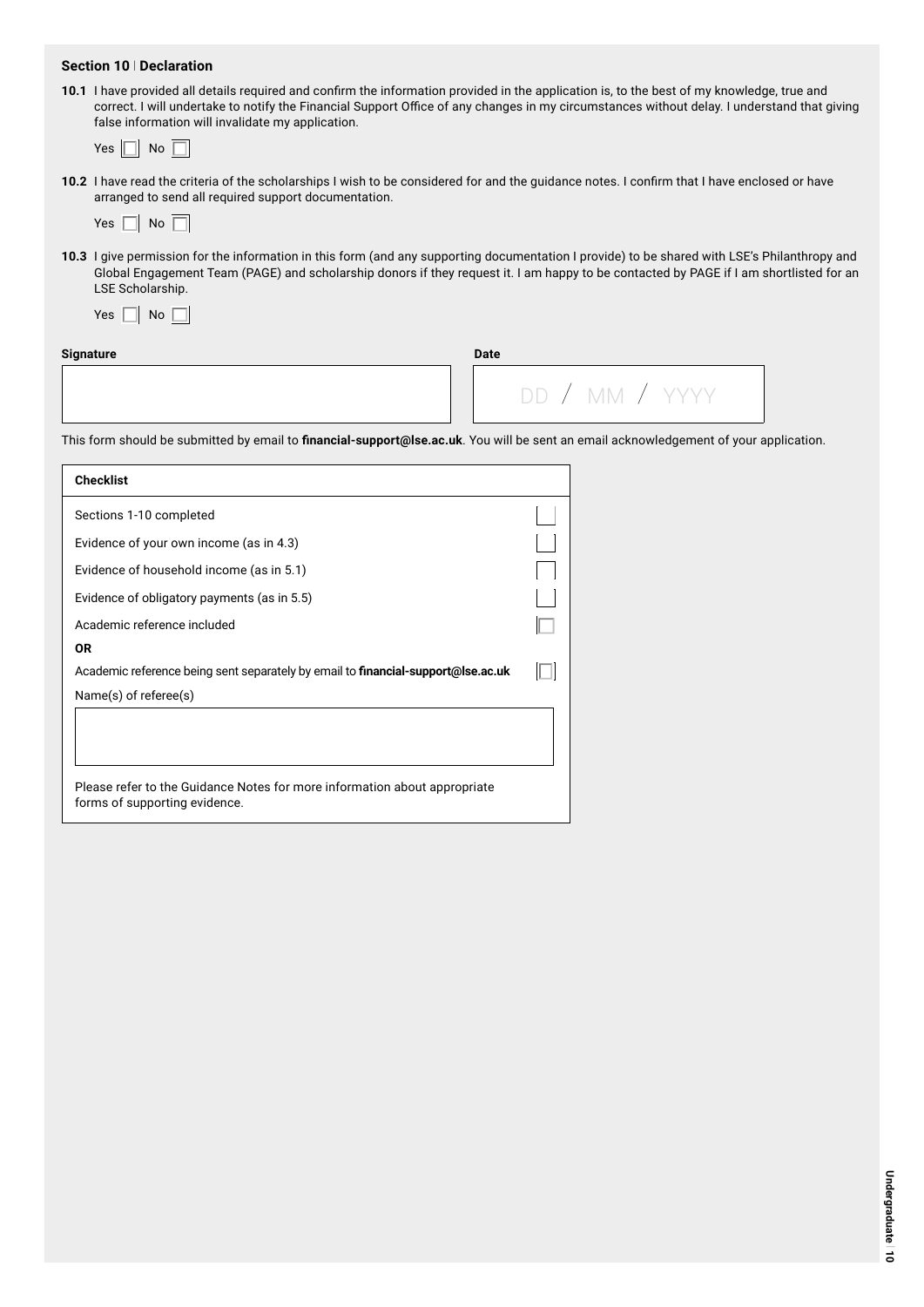## Section 10 | Declaration

**10.1** I have provided all details required and confirm the information provided in the application is, to the best of my knowledge, true and correct. I will undertake to notify the Financial Support Office of any changes in my circumstances without delay. I understand that giving false information will invalidate my application.

Yes ☐ No ☐

**10.2** I have read the criteria of the scholarships I wish to be considered for and the guidance notes. I confirm that I have enclosed or have arranged to send all required support documentation.

Yes ☐ No ☐

**10.3** I give permission for the information in this form (and any supporting documentation I provide) to be shared with LSE's Philanthropy and Global Engagement Team (PAGE) and scholarship donors if they request it. I am happy to be contacted by PAGE if I am shortlisted for an LSE Scholarship.

Yes ☐ No ☐

**Signature**

**Date** DD / MM / YYYY

This form should be submitted by email to **financial-support@lse.ac.uk**. You will be sent an email acknowledgement of your application.

| **Checklist** | |
|---|---|
| Sections 1-10 completed | ☐ |
| Evidence of your own income (as in 4.3) | ☐ |
| Evidence of household income (as in 5.1) | ☐ |
| Evidence of obligatory payments (as in 5.5) | ☐ |
| Academic reference included | ☐ |
| **OR** | |
| Academic reference being sent separately by email to **financial-support@lse.ac.uk** | ☐ |
| Name(s) of referee(s) | |

Please refer to the Guidance Notes for more information about appropriate forms of supporting evidence.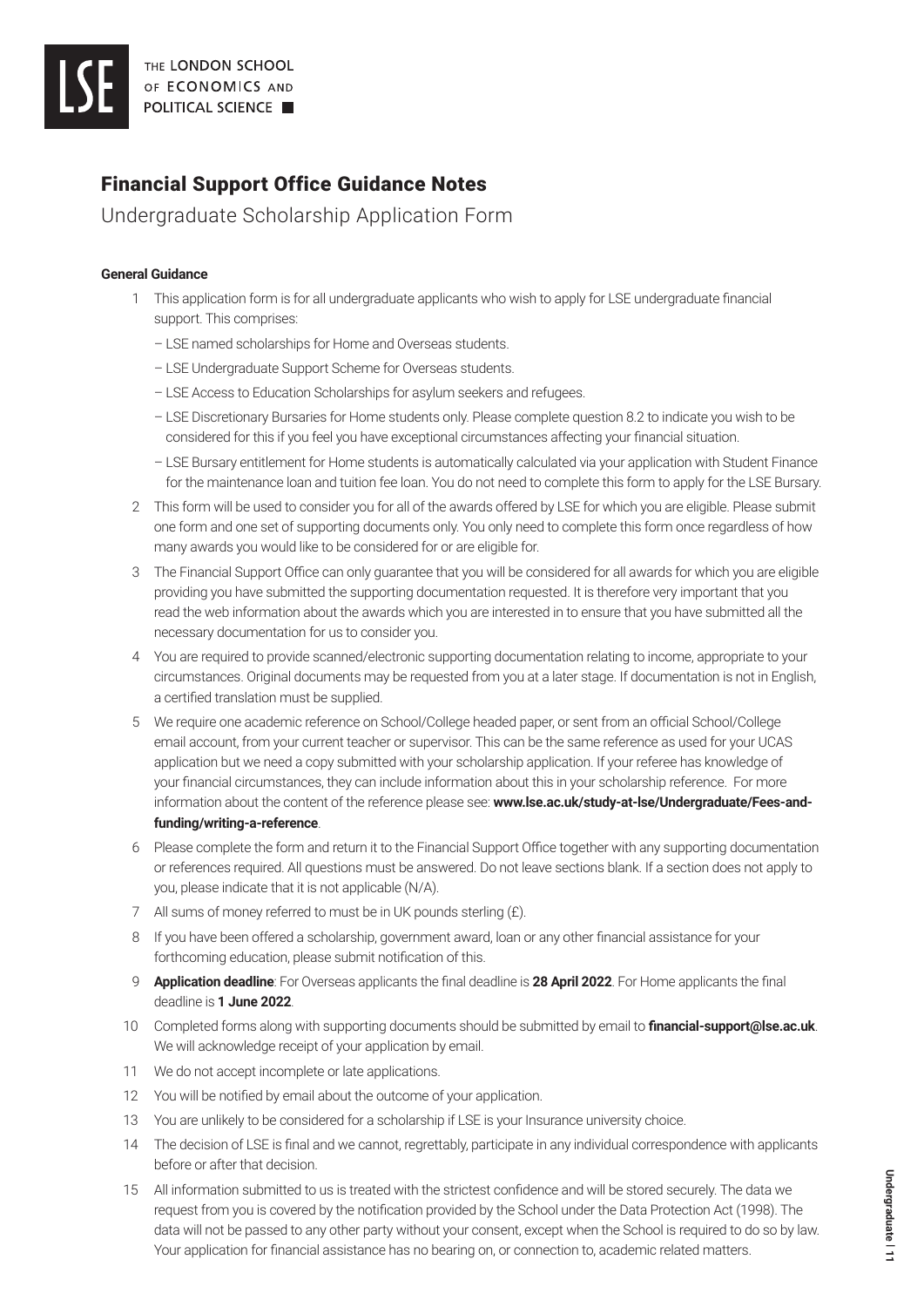THE LONDON SCHOOL OF ECONOMICS AND POLITICAL SCIENCE

# Financial Support Office Guidance Notes

## Undergraduate Scholarship Application Form

### General Guidance

1. This application form is for all undergraduate applicants who wish to apply for LSE undergraduate financial support. This comprises:
   - LSE named scholarships for Home and Overseas students.
   - LSE Undergraduate Support Scheme for Overseas students.
   - LSE Access to Education Scholarships for asylum seekers and refugees.
   - LSE Discretionary Bursaries for Home students only. Please complete question 8.2 to indicate you wish to be considered for this if you feel you have exceptional circumstances affecting your financial situation.
   - LSE Bursary entitlement for Home students is automatically calculated via your application with Student Finance for the maintenance loan and tuition fee loan. You do not need to complete this form to apply for the LSE Bursary.
2. This form will be used to consider you for all of the awards offered by LSE for which you are eligible. Please submit one form and one set of supporting documents only. You only need to complete this form once regardless of how many awards you would like to be considered for or are eligible for.
3. The Financial Support Office can only guarantee that you will be considered for all awards for which you are eligible providing you have submitted the supporting documentation requested. It is therefore very important that you read the web information about the awards which you are interested in to ensure that you have submitted all the necessary documentation for us to consider you.
4. You are required to provide scanned/electronic supporting documentation relating to income, appropriate to your circumstances. Original documents may be requested from you at a later stage. If documentation is not in English, a certified translation must be supplied.
5. We require one academic reference on School/College headed paper, or sent from an official School/College email account, from your current teacher or supervisor. This can be the same reference as used for your UCAS application but we need a copy submitted with your scholarship application. If your referee has knowledge of your financial circumstances, they can include information about this in your scholarship reference. For more information about the content of the reference please see: **www.lse.ac.uk/study-at-lse/Undergraduate/Fees-and-funding/writing-a-reference**.
6. Please complete the form and return it to the Financial Support Office together with any supporting documentation or references required. All questions must be answered. Do not leave sections blank. If a section does not apply to you, please indicate that it is not applicable (N/A).
7. All sums of money referred to must be in UK pounds sterling (£).
8. If you have been offered a scholarship, government award, loan or any other financial assistance for your forthcoming education, please submit notification of this.
9. **Application deadline**: For Overseas applicants the final deadline is **28 April 2022**. For Home applicants the final deadline is **1 June 2022**.
10. Completed forms along with supporting documents should be submitted by email to **financial-support@lse.ac.uk**. We will acknowledge receipt of your application by email.
11. We do not accept incomplete or late applications.
12. You will be notified by email about the outcome of your application.
13. You are unlikely to be considered for a scholarship if LSE is your Insurance university choice.
14. The decision of LSE is final and we cannot, regrettably, participate in any individual correspondence with applicants before or after that decision.
15. All information submitted to us is treated with the strictest confidence and will be stored securely. The data we request from you is covered by the notification provided by the School under the Data Protection Act (1998). The data will not be passed to any other party without your consent, except when the School is required to do so by law. Your application for financial assistance has no bearing on, or connection to, academic related matters.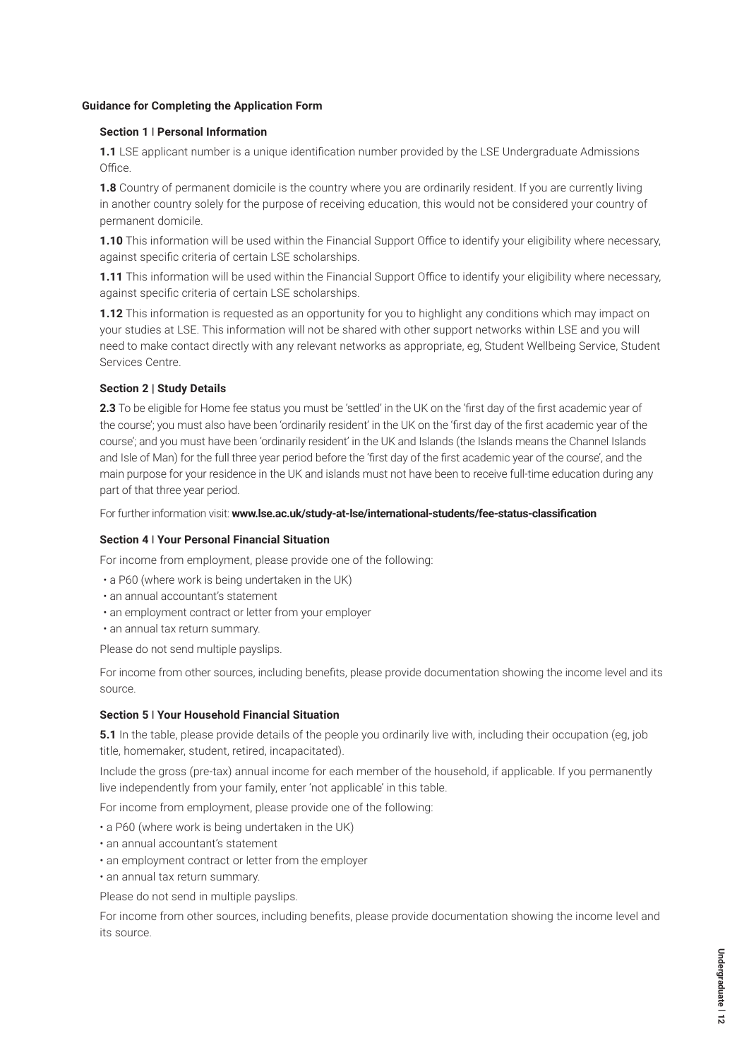**Guidance for Completing the Application Form**

**Section 1 | Personal Information**

**1.1** LSE applicant number is a unique identification number provided by the LSE Undergraduate Admissions Office.

**1.8** Country of permanent domicile is the country where you are ordinarily resident. If you are currently living in another country solely for the purpose of receiving education, this would not be considered your country of permanent domicile.

**1.10** This information will be used within the Financial Support Office to identify your eligibility where necessary, against specific criteria of certain LSE scholarships.

**1.11** This information will be used within the Financial Support Office to identify your eligibility where necessary, against specific criteria of certain LSE scholarships.

**1.12** This information is requested as an opportunity for you to highlight any conditions which may impact on your studies at LSE. This information will not be shared with other support networks within LSE and you will need to make contact directly with any relevant networks as appropriate, eg, Student Wellbeing Service, Student Services Centre.

**Section 2 | Study Details**

**2.3** To be eligible for Home fee status you must be 'settled' in the UK on the 'first day of the first academic year of the course'; you must also have been 'ordinarily resident' in the UK on the 'first day of the first academic year of the course'; and you must have been 'ordinarily resident' in the UK and Islands (the Islands means the Channel Islands and Isle of Man) for the full three year period before the 'first day of the first academic year of the course', and the main purpose for your residence in the UK and islands must not have been to receive full-time education during any part of that three year period.

For further information visit: **www.lse.ac.uk/study-at-lse/international-students/fee-status-classification**

**Section 4 | Your Personal Financial Situation**

For income from employment, please provide one of the following:

- a P60 (where work is being undertaken in the UK)
- an annual accountant's statement
- an employment contract or letter from your employer
- an annual tax return summary.

Please do not send multiple payslips.

For income from other sources, including benefits, please provide documentation showing the income level and its source.

**Section 5 | Your Household Financial Situation**

**5.1** In the table, please provide details of the people you ordinarily live with, including their occupation (eg, job title, homemaker, student, retired, incapacitated).

Include the gross (pre-tax) annual income for each member of the household, if applicable. If you permanently live independently from your family, enter 'not applicable' in this table.

For income from employment, please provide one of the following:

- a P60 (where work is being undertaken in the UK)
- an annual accountant's statement
- an employment contract or letter from the employer
- an annual tax return summary.

Please do not send in multiple payslips.

For income from other sources, including benefits, please provide documentation showing the income level and its source.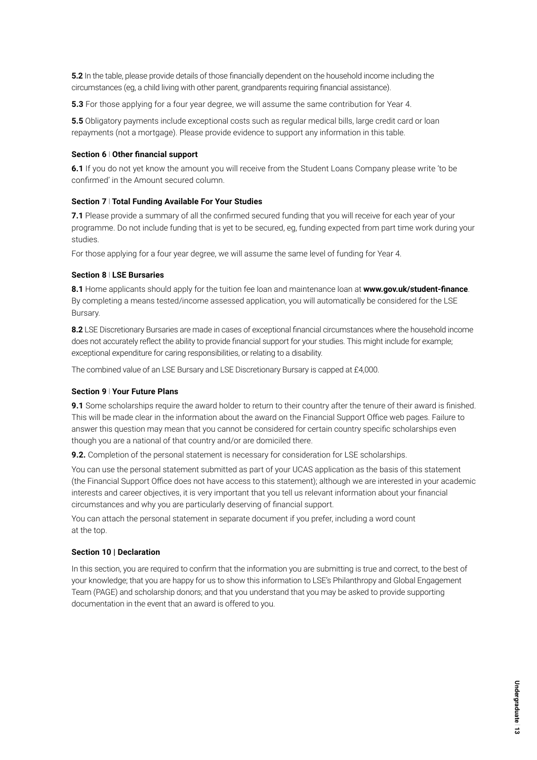**5.2** In the table, please provide details of those financially dependent on the household income including the circumstances (eg, a child living with other parent, grandparents requiring financial assistance).

**5.3** For those applying for a four year degree, we will assume the same contribution for Year 4.

**5.5** Obligatory payments include exceptional costs such as regular medical bills, large credit card or loan repayments (not a mortgage). Please provide evidence to support any information in this table.

**Section 6 | Other financial support**

**6.1** If you do not yet know the amount you will receive from the Student Loans Company please write 'to be confirmed' in the Amount secured column.

**Section 7 | Total Funding Available For Your Studies**

**7.1** Please provide a summary of all the confirmed secured funding that you will receive for each year of your programme. Do not include funding that is yet to be secured, eg, funding expected from part time work during your studies.

For those applying for a four year degree, we will assume the same level of funding for Year 4.

**Section 8 | LSE Bursaries**

**8.1** Home applicants should apply for the tuition fee loan and maintenance loan at **www.gov.uk/student-finance**. By completing a means tested/income assessed application, you will automatically be considered for the LSE Bursary.

**8.2** LSE Discretionary Bursaries are made in cases of exceptional financial circumstances where the household income does not accurately reflect the ability to provide financial support for your studies. This might include for example; exceptional expenditure for caring responsibilities, or relating to a disability.

The combined value of an LSE Bursary and LSE Discretionary Bursary is capped at £4,000.

**Section 9 | Your Future Plans**

**9.1** Some scholarships require the award holder to return to their country after the tenure of their award is finished. This will be made clear in the information about the award on the Financial Support Office web pages. Failure to answer this question may mean that you cannot be considered for certain country specific scholarships even though you are a national of that country and/or are domiciled there.

**9.2.** Completion of the personal statement is necessary for consideration for LSE scholarships.

You can use the personal statement submitted as part of your UCAS application as the basis of this statement (the Financial Support Office does not have access to this statement); although we are interested in your academic interests and career objectives, it is very important that you tell us relevant information about your financial circumstances and why you are particularly deserving of financial support.

You can attach the personal statement in separate document if you prefer, including a word count at the top.

**Section 10 | Declaration**

In this section, you are required to confirm that the information you are submitting is true and correct, to the best of your knowledge; that you are happy for us to show this information to LSE's Philanthropy and Global Engagement Team (PAGE) and scholarship donors; and that you understand that you may be asked to provide supporting documentation in the event that an award is offered to you.